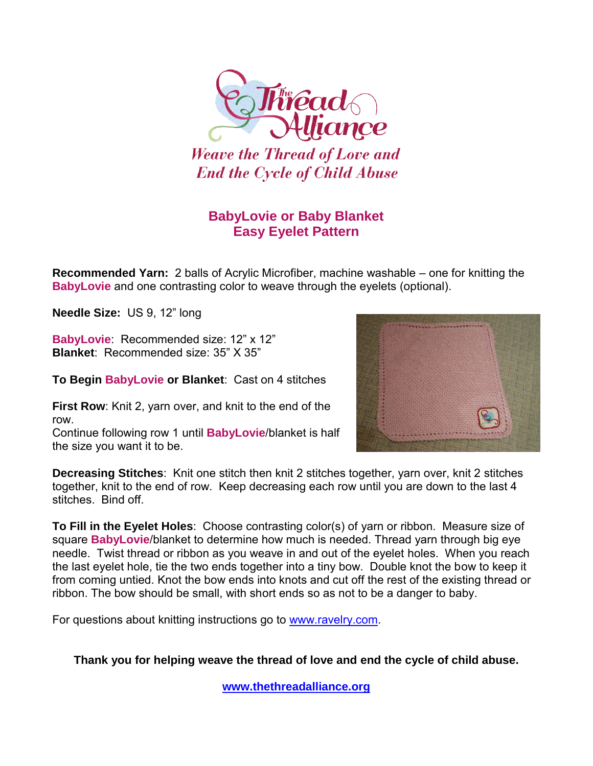The Thread Alliance

*Weave the Thread of Love and End the Cycle of Child Abuse*

## BabyLovie or Baby Blanket
## Easy Eyelet Pattern

**Recommended Yarn:** 2 balls of Acrylic Microfiber, machine washable – one for knitting the **BabyLovie** and one contrasting color to weave through the eyelets (optional).

**Needle Size:** US 9, 12" long

**BabyLovie**: Recommended size: 12" x 12"
**Blanket**: Recommended size: 35" X 35"

**To Begin BabyLovie or Blanket**: Cast on 4 stitches

**First Row**: Knit 2, yarn over, and knit to the end of the row.
Continue following row 1 until **BabyLovie**/blanket is half the size you want it to be.

**Decreasing Stitches**: Knit one stitch then knit 2 stitches together, yarn over, knit 2 stitches together, knit to the end of row. Keep decreasing each row until you are down to the last 4 stitches. Bind off.

**To Fill in the Eyelet Holes**: Choose contrasting color(s) of yarn or ribbon. Measure size of square **BabyLovie**/blanket to determine how much is needed. Thread yarn through big eye needle. Twist thread or ribbon as you weave in and out of the eyelet holes. When you reach the last eyelet hole, tie the two ends together into a tiny bow. Double knot the bow to keep it from coming untied. Knot the bow ends into knots and cut off the rest of the existing thread or ribbon. The bow should be small, with short ends so as not to be a danger to baby.

For questions about knitting instructions go to www.ravelry.com.

**Thank you for helping weave the thread of love and end the cycle of child abuse.**

**www.thethreadalliance.org**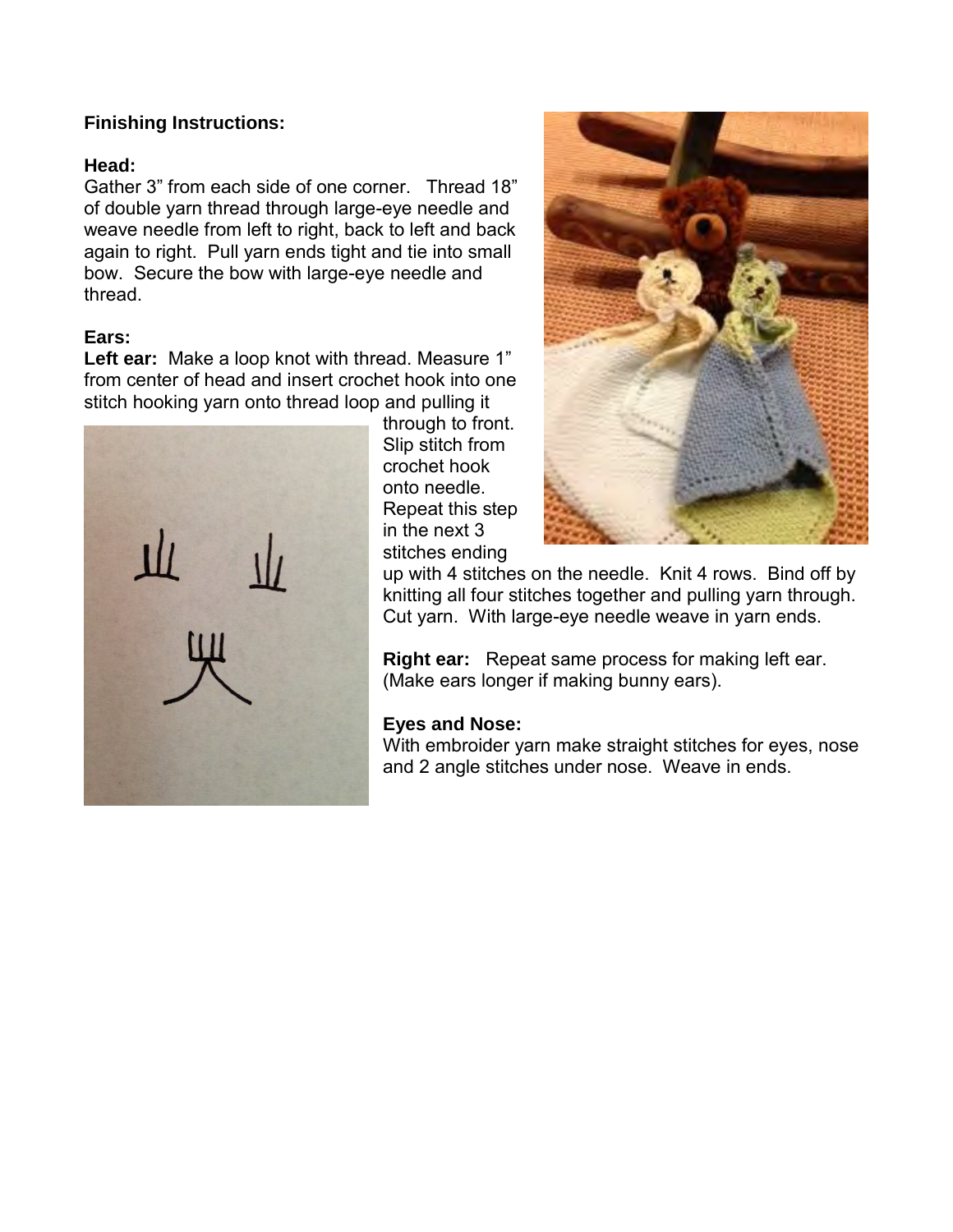**Finishing Instructions:**

**Head:**
Gather 3" from each side of one corner. Thread 18" of double yarn thread through large-eye needle and weave needle from left to right, back to left and back again to right. Pull yarn ends tight and tie into small bow. Secure the bow with large-eye needle and thread.

**Ears:**
**Left ear:** Make a loop knot with thread. Measure 1" from center of head and insert crochet hook into one stitch hooking yarn onto thread loop and pulling it through to front. Slip stitch from crochet hook onto needle. Repeat this step in the next 3 stitches ending up with 4 stitches on the needle. Knit 4 rows. Bind off by knitting all four stitches together and pulling yarn through. Cut yarn. With large-eye needle weave in yarn ends.

**Right ear:** Repeat same process for making left ear. (Make ears longer if making bunny ears).

**Eyes and Nose:**
With embroider yarn make straight stitches for eyes, nose and 2 angle stitches under nose. Weave in ends.